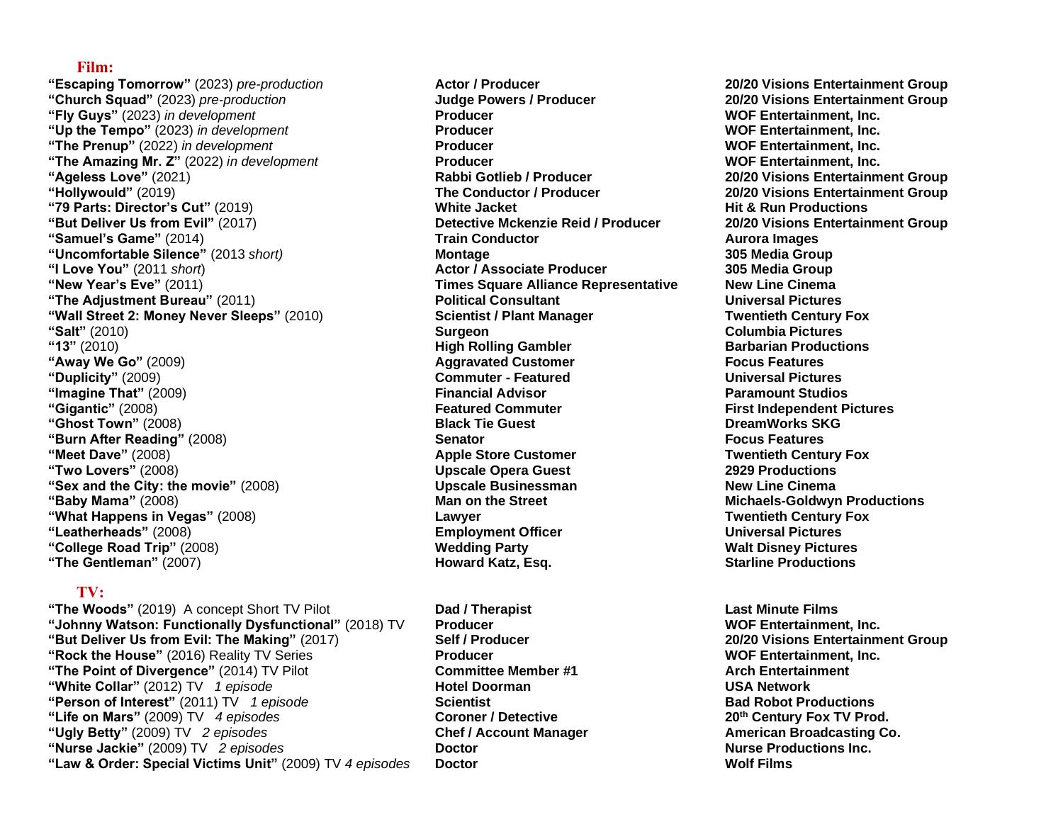## Film:

| | | |
|---|---|---|
| **"Escaping Tomorrow"** (2023) *pre-production* | **Actor / Producer** | **20/20 Visions Entertainment Group** |
| **"Church Squad"** (2023) *pre-production* | **Judge Powers / Producer** | **20/20 Visions Entertainment Group** |
| **"Fly Guys"** (2023) *in development* | **Producer** | **WOF Entertainment, Inc.** |
| **"Up the Tempo"** (2023) *in development* | **Producer** | **WOF Entertainment, Inc.** |
| **"The Prenup"** (2022) *in development* | **Producer** | **WOF Entertainment, Inc.** |
| **"The Amazing Mr. Z"** (2022) *in development* | **Producer** | **WOF Entertainment, Inc.** |
| **"Ageless Love"** (2021) | **Rabbi Gotlieb / Producer** | **20/20 Visions Entertainment Group** |
| **"Hollywould"** (2019) | **The Conductor / Producer** | **20/20 Visions Entertainment Group** |
| **"79 Parts: Director's Cut"** (2019) | **White Jacket** | **Hit & Run Productions** |
| **"But Deliver Us from Evil"** (2017) | **Detective Mckenzie Reid / Producer** | **20/20 Visions Entertainment Group** |
| **"Samuel's Game"** (2014) | **Train Conductor** | **Aurora Images** |
| **"Uncomfortable Silence"** (2013 *short)* | **Montage** | **305 Media Group** |
| **"I Love You"** (2011 *short*) | **Actor / Associate Producer** | **305 Media Group** |
| **"New Year's Eve"** (2011) | **Times Square Alliance Representative** | **New Line Cinema** |
| **"The Adjustment Bureau"** (2011) | **Political Consultant** | **Universal Pictures** |
| **"Wall Street 2: Money Never Sleeps"** (2010) | **Scientist / Plant Manager** | **Twentieth Century Fox** |
| **"Salt"** (2010) | **Surgeon** | **Columbia Pictures** |
| **"13"** (2010) | **High Rolling Gambler** | **Barbarian Productions** |
| **"Away We Go"** (2009) | **Aggravated Customer** | **Focus Features** |
| **"Duplicity"** (2009) | **Commuter - Featured** | **Universal Pictures** |
| **"Imagine That"** (2009) | **Financial Advisor** | **Paramount Studios** |
| **"Gigantic"** (2008) | **Featured Commuter** | **First Independent Pictures** |
| **"Ghost Town"** (2008) | **Black Tie Guest** | **DreamWorks SKG** |
| **"Burn After Reading"** (2008) | **Senator** | **Focus Features** |
| **"Meet Dave"** (2008) | **Apple Store Customer** | **Twentieth Century Fox** |
| **"Two Lovers"** (2008) | **Upscale Opera Guest** | **2929 Productions** |
| **"Sex and the City: the movie"** (2008) | **Upscale Businessman** | **New Line Cinema** |
| **"Baby Mama"** (2008) | **Man on the Street** | **Michaels-Goldwyn Productions** |
| **"What Happens in Vegas"** (2008) | **Lawyer** | **Twentieth Century Fox** |
| **"Leatherheads"** (2008) | **Employment Officer** | **Universal Pictures** |
| **"College Road Trip"** (2008) | **Wedding Party** | **Walt Disney Pictures** |
| **"The Gentleman"** (2007) | **Howard Katz, Esq.** | **Starline Productions** |

## TV:

| | | |
|---|---|---|
| **"The Woods"** (2019) A concept Short TV Pilot | **Dad / Therapist** | **Last Minute Films** |
| **"Johnny Watson: Functionally Dysfunctional"** (2018) TV | **Producer** | **WOF Entertainment, Inc.** |
| **"But Deliver Us from Evil: The Making"** (2017) | **Self / Producer** | **20/20 Visions Entertainment Group** |
| **"Rock the House"** (2016) Reality TV Series | **Producer** | **WOF Entertainment, Inc.** |
| **"The Point of Divergence"** (2014) TV Pilot | **Committee Member #1** | **Arch Entertainment** |
| **"White Collar"** (2012) TV *1 episode* | **Hotel Doorman** | **USA Network** |
| **"Person of Interest"** (2011) TV *1 episode* | **Scientist** | **Bad Robot Productions** |
| **"Life on Mars"** (2009) TV *4 episodes* | **Coroner / Detective** | **20th Century Fox TV Prod.** |
| **"Ugly Betty"** (2009) TV *2 episodes* | **Chef / Account Manager** | **American Broadcasting Co.** |
| **"Nurse Jackie"** (2009) TV *2 episodes* | **Doctor** | **Nurse Productions Inc.** |
| **"Law & Order: Special Victims Unit"** (2009) TV *4 episodes* | **Doctor** | **Wolf Films** |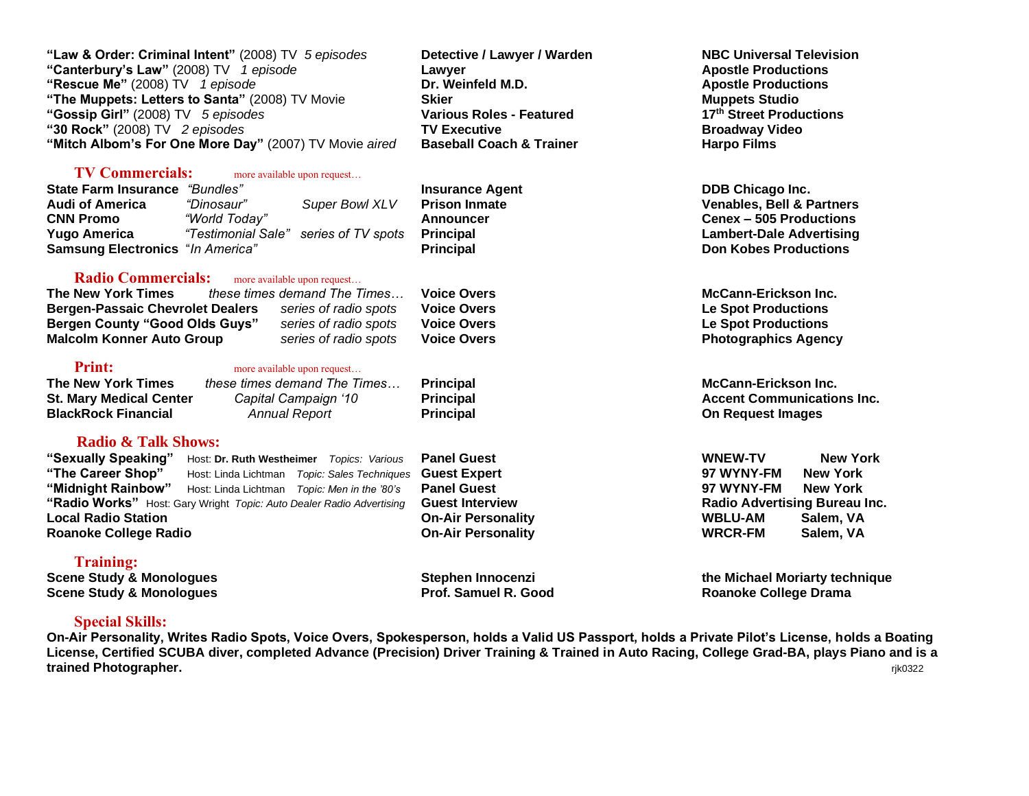| | | |
|---|---|---|
| **"Law & Order: Criminal Intent"** (2008) TV *5 episodes* | **Detective / Lawyer / Warden** | **NBC Universal Television** |
| **"Canterbury's Law"** (2008) TV *1 episode* | **Lawyer** | **Apostle Productions** |
| **"Rescue Me"** (2008) TV *1 episode* | **Dr. Weinfeld M.D.** | **Apostle Productions** |
| **"The Muppets: Letters to Santa"** (2008) TV Movie | **Skier** | **Muppets Studio** |
| **"Gossip Girl"** (2008) TV *5 episodes* | **Various Roles - Featured** | **17th Street Productions** |
| **"30 Rock"** (2008) TV *2 episodes* | **TV Executive** | **Broadway Video** |
| **"Mitch Albom's For One More Day"** (2007) TV Movie *aired* | **Baseball Coach & Trainer** | **Harpo Films** |

## TV Commercials:

more available upon request…

| | | | | |
|---|---|---|---|---|
| **State Farm Insurance** | *"Bundles"* | | **Insurance Agent** | **DDB Chicago Inc.** |
| **Audi of America** | *"Dinosaur"* | *Super Bowl XLV* | **Prison Inmate** | **Venables, Bell & Partners** |
| **CNN Promo** | *"World Today"* | | **Announcer** | **Cenex – 505 Productions** |
| **Yugo America** | *"Testimonial Sale"* | *series of TV spots* | **Principal** | **Lambert-Dale Advertising** |
| **Samsung Electronics** | *"In America"* | | **Principal** | **Don Kobes Productions** |

## Radio Commercials:

more available upon request…

| | | | |
|---|---|---|---|
| **The New York Times** | *these times demand The Times…* | **Voice Overs** | **McCann-Erickson Inc.** |
| **Bergen-Passaic Chevrolet Dealers** | *series of radio spots* | **Voice Overs** | **Le Spot Productions** |
| **Bergen County "Good Olds Guys"** | *series of radio spots* | **Voice Overs** | **Le Spot Productions** |
| **Malcolm Konner Auto Group** | *series of radio spots* | **Voice Overs** | **Photographics Agency** |

## Print:

more available upon request…

| | | | |
|---|---|---|---|
| **The New York Times** | *these times demand The Times…* | **Principal** | **McCann-Erickson Inc.** |
| **St. Mary Medical Center** | *Capital Campaign '10* | **Principal** | **Accent Communications Inc.** |
| **BlackRock Financial** | *Annual Report* | **Principal** | **On Request Images** |

## Radio & Talk Shows:

| | | | | |
|---|---|---|---|---|
| **"Sexually Speaking"** Host: **Dr. Ruth Westheimer** | *Topics: Various* | **Panel Guest** | **WNEW-TV** | **New York** |
| **"The Career Shop"** Host: Linda Lichtman | *Topic: Sales Techniques* | **Guest Expert** | **97 WYNY-FM** | **New York** |
| **"Midnight Rainbow"** Host: Linda Lichtman | *Topic: Men in the '80's* | **Panel Guest** | **97 WYNY-FM** | **New York** |
| **"Radio Works"** Host: Gary Wright | *Topic: Auto Dealer Radio Advertising* | **Guest Interview** | **Radio Advertising Bureau Inc.** | |
| **Local Radio Station** | | **On-Air Personality** | **WBLU-AM** | **Salem, VA** |
| **Roanoke College Radio** | | **On-Air Personality** | **WRCR-FM** | **Salem, VA** |

## Training:

| | | |
|---|---|---|
| **Scene Study & Monologues** | **Stephen Innocenzi** | **the Michael Moriarty technique** |
| **Scene Study & Monologues** | **Prof. Samuel R. Good** | **Roanoke College Drama** |

## Special Skills:

**On-Air Personality, Writes Radio Spots, Voice Overs, Spokesperson, holds a Valid US Passport, holds a Private Pilot's License, holds a Boating License, Certified SCUBA diver, completed Advance (Precision) Driver Training & Trained in Auto Racing, College Grad-BA, plays Piano and is a trained Photographer.**

rjk0322